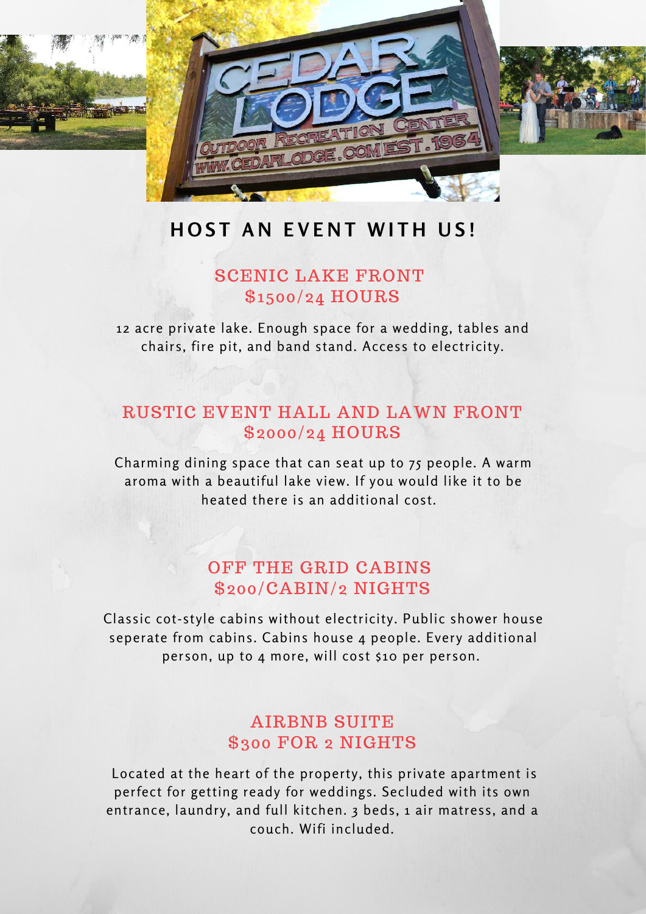# HOST AN EVENT WITH US!

## SCENIC LAKE FRONT
## $1500/24 HOURS

12 acre private lake. Enough space for a wedding, tables and chairs, fire pit, and band stand. Access to electricity.

## RUSTIC EVENT HALL AND LAWN FRONT
## $2000/24 HOURS

Charming dining space that can seat up to 75 people. A warm aroma with a beautiful lake view. If you would like it to be heated there is an additional cost.

## OFF THE GRID CABINS
## $200/CABIN/2 NIGHTS

Classic cot-style cabins without electricity. Public shower house seperate from cabins. Cabins house 4 people. Every additional person, up to 4 more, will cost $10 per person.

## AIRBNB SUITE
## $300 FOR 2 NIGHTS

Located at the heart of the property, this private apartment is perfect for getting ready for weddings. Secluded with its own entrance, laundry, and full kitchen. 3 beds, 1 air matress, and a couch. Wifi included.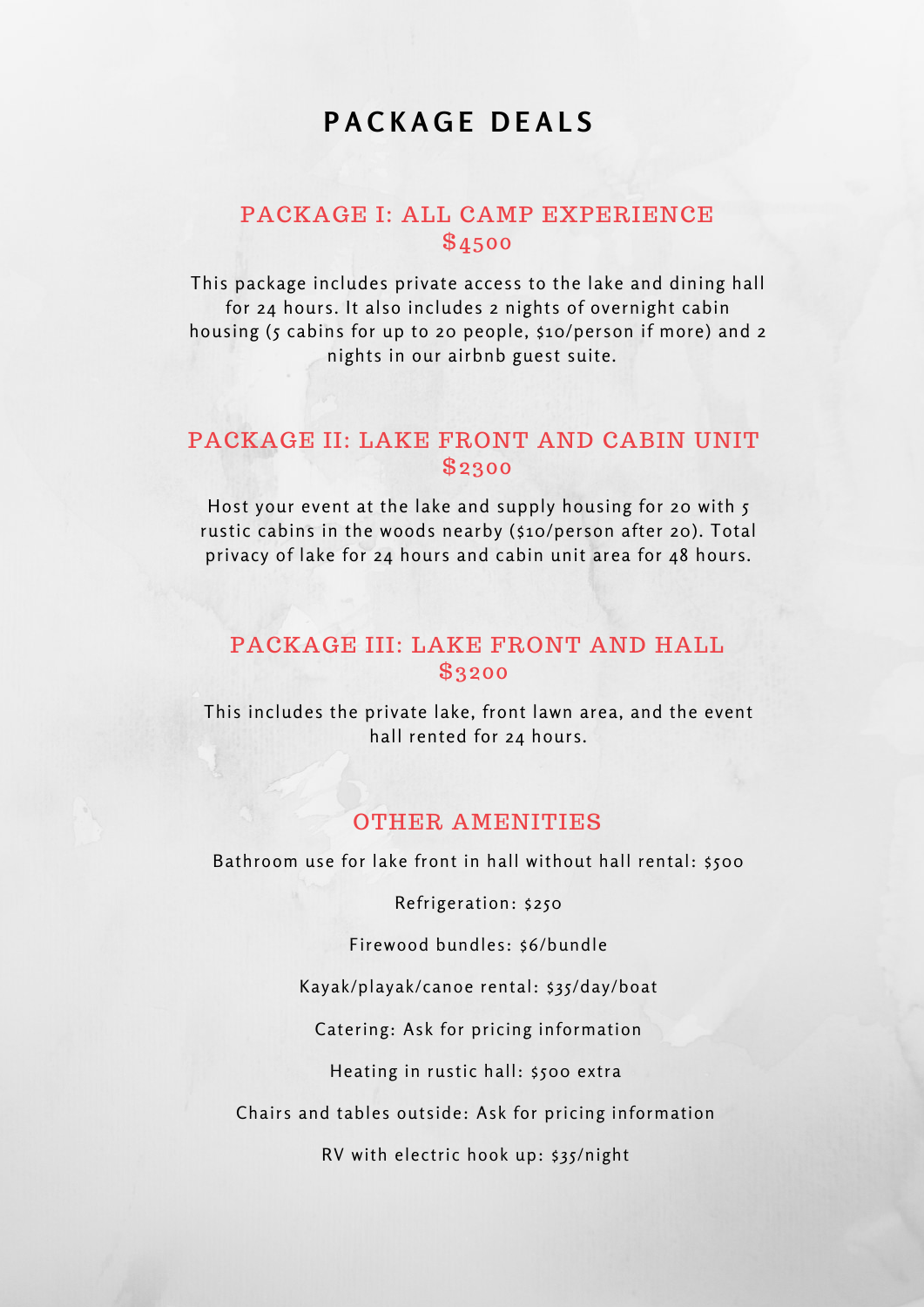# PACKAGE DEALS

## PACKAGE I: ALL CAMP EXPERIENCE
## $4500

This package includes private access to the lake and dining hall for 24 hours. It also includes 2 nights of overnight cabin housing (5 cabins for up to 20 people, $10/person if more) and 2 nights in our airbnb guest suite.

## PACKAGE II: LAKE FRONT AND CABIN UNIT
## $2300

Host your event at the lake and supply housing for 20 with 5 rustic cabins in the woods nearby ($10/person after 20). Total privacy of lake for 24 hours and cabin unit area for 48 hours.

## PACKAGE III: LAKE FRONT AND HALL
## $3200

This includes the private lake, front lawn area, and the event hall rented for 24 hours.

## OTHER AMENITIES

Bathroom use for lake front in hall without hall rental: $500

Refrigeration: $250

Firewood bundles: $6/bundle

Kayak/playak/canoe rental: $35/day/boat

Catering: Ask for pricing information

Heating in rustic hall: $500 extra

Chairs and tables outside: Ask for pricing information

RV with electric hook up: $35/night